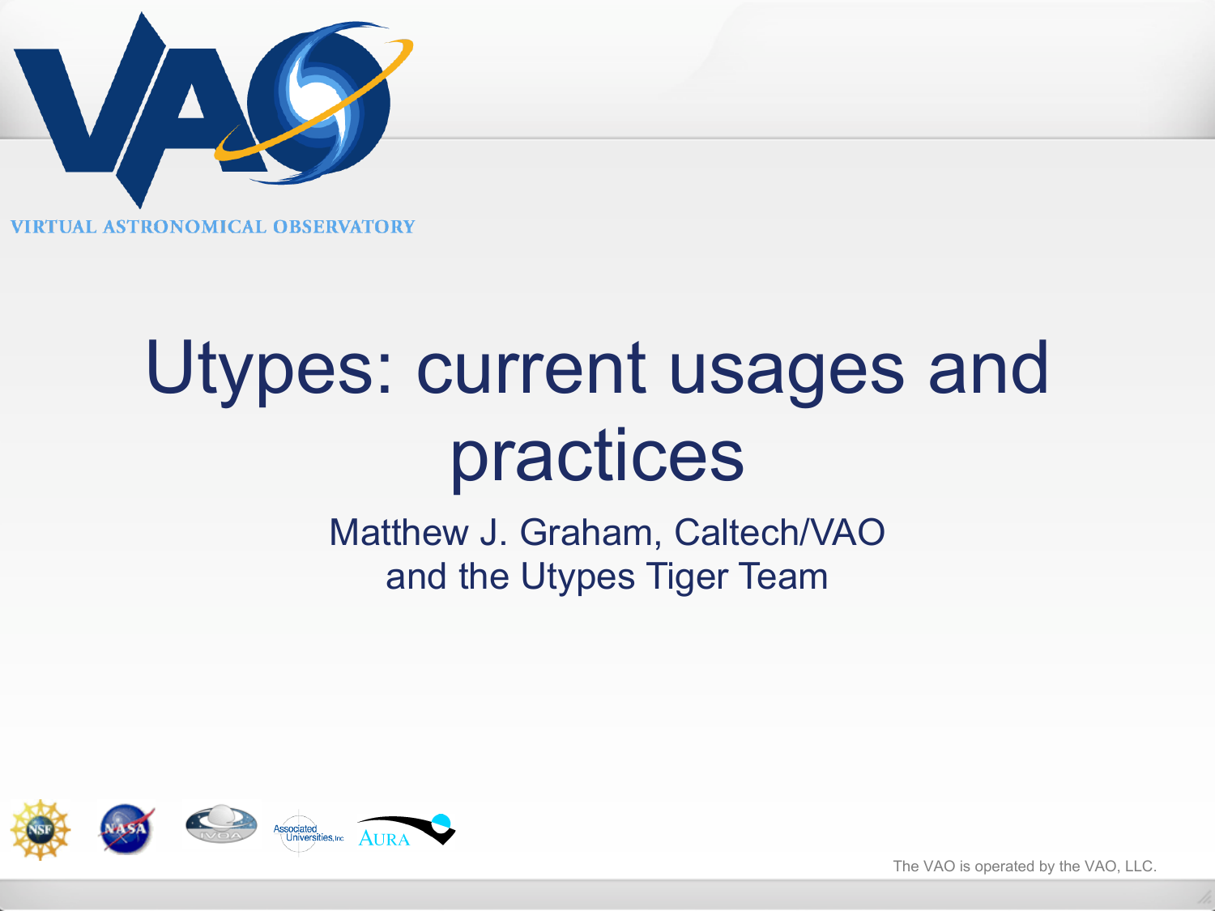VIRTUAL ASTRONOMICAL OBSERVATORY

# Utypes: current usages and practices

Matthew J. Graham, Caltech/VAO
and the Utypes Tiger Team

The VAO is operated by the VAO, LLC.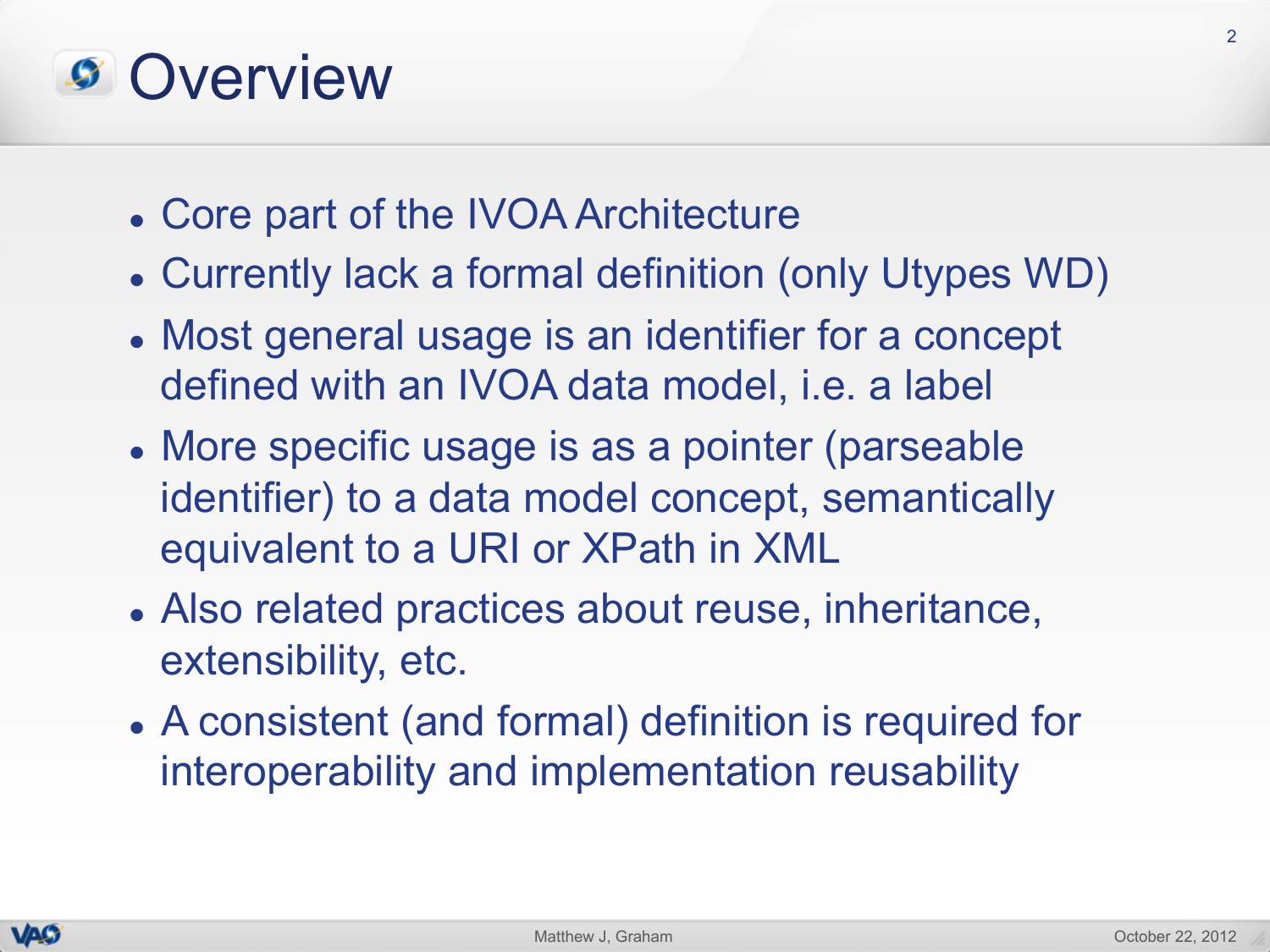# Overview

- Core part of the IVOA Architecture
- Currently lack a formal definition (only Utypes WD)
- Most general usage is an identifier for a concept defined with an IVOA data model, i.e. a label
- More specific usage is as a pointer (parseable identifier) to a data model concept, semantically equivalent to a URI or XPath in XML
- Also related practices about reuse, inheritance, extensibility, etc.
- A consistent (and formal) definition is required for interoperability and implementation reusability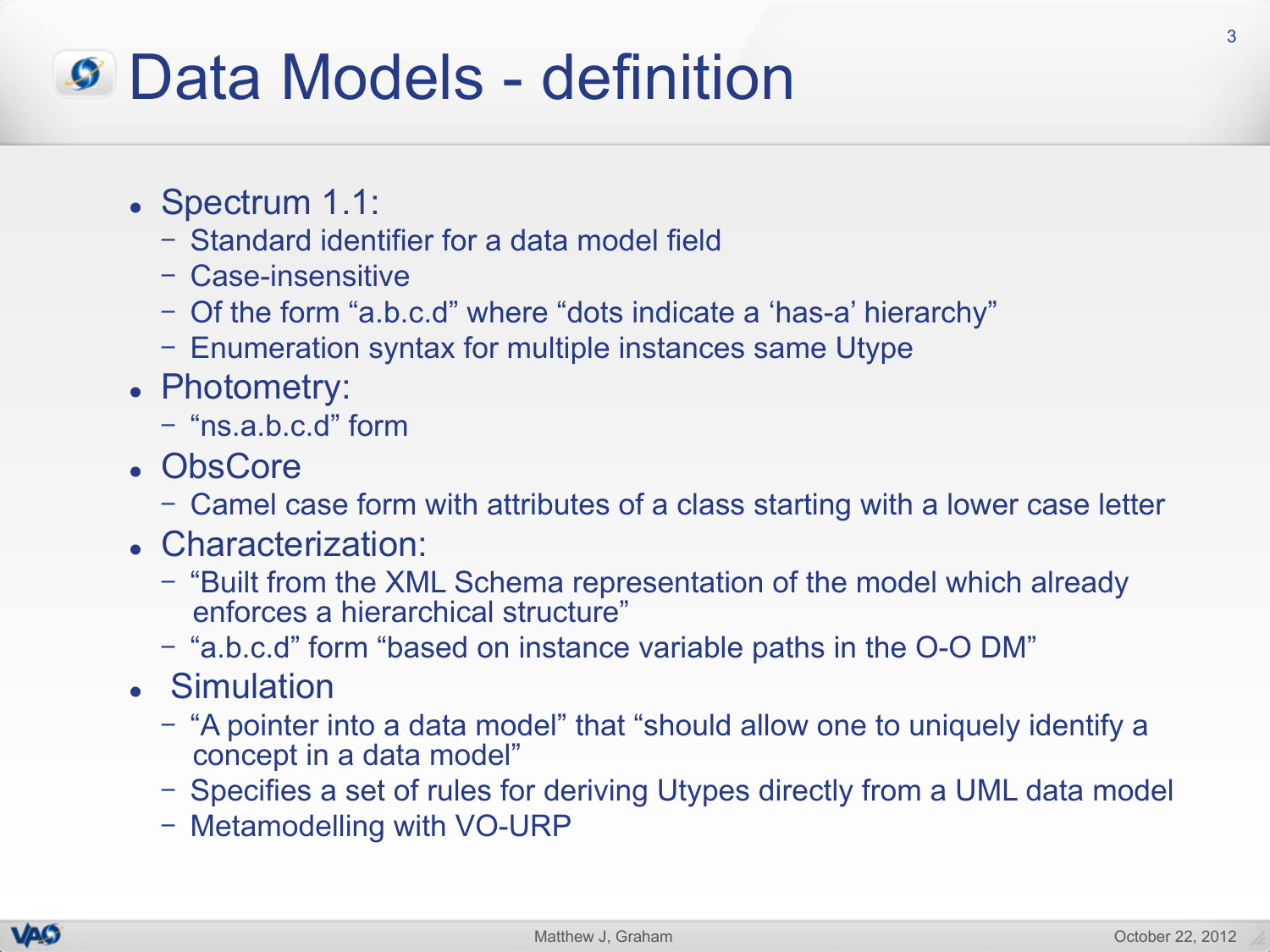# Data Models - definition

- Spectrum 1.1:
  - Standard identifier for a data model field
  - Case-insensitive
  - Of the form “a.b.c.d” where “dots indicate a ‘has-a’ hierarchy”
  - Enumeration syntax for multiple instances same Utype
- Photometry:
  - “ns.a.b.c.d” form
- ObsCore
  - Camel case form with attributes of a class starting with a lower case letter
- Characterization:
  - “Built from the XML Schema representation of the model which already enforces a hierarchical structure”
  - “a.b.c.d” form “based on instance variable paths in the O-O DM”
- Simulation
  - “A pointer into a data model” that “should allow one to uniquely identify a concept in a data model”
  - Specifies a set of rules for deriving Utypes directly from a UML data model
  - Metamodelling with VO-URP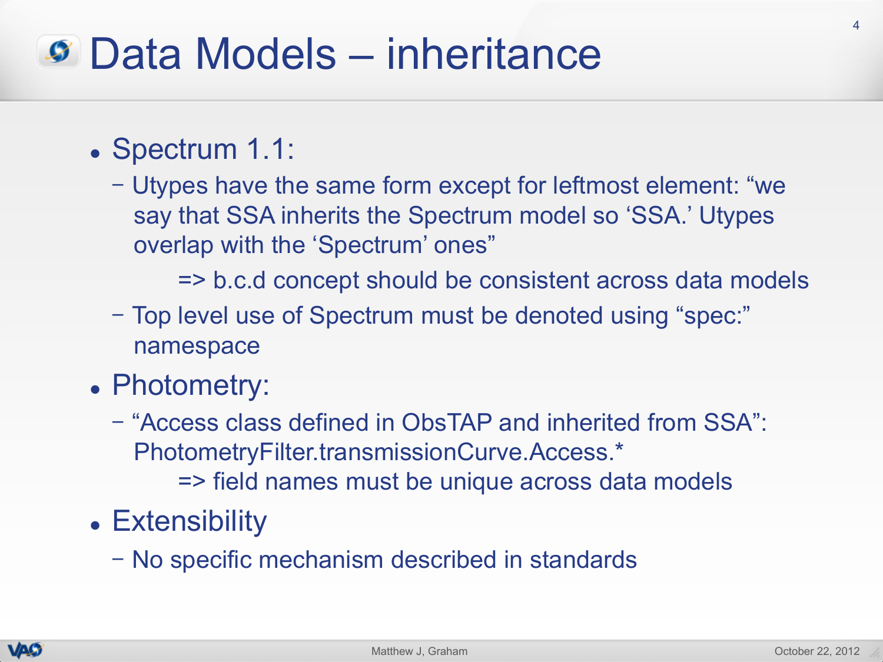# Data Models – inheritance

- Spectrum 1.1:
  - Utypes have the same form except for leftmost element: “we say that SSA inherits the Spectrum model so ‘SSA.’ Utypes overlap with the ‘Spectrum’ ones”

    => b.c.d concept should be consistent across data models
  - Top level use of Spectrum must be denoted using “spec:” namespace
- Photometry:
  - “Access class defined in ObsTAP and inherited from SSA”: PhotometryFilter.transmissionCurve.Access.*

    => field names must be unique across data models
- Extensibility
  - No specific mechanism described in standards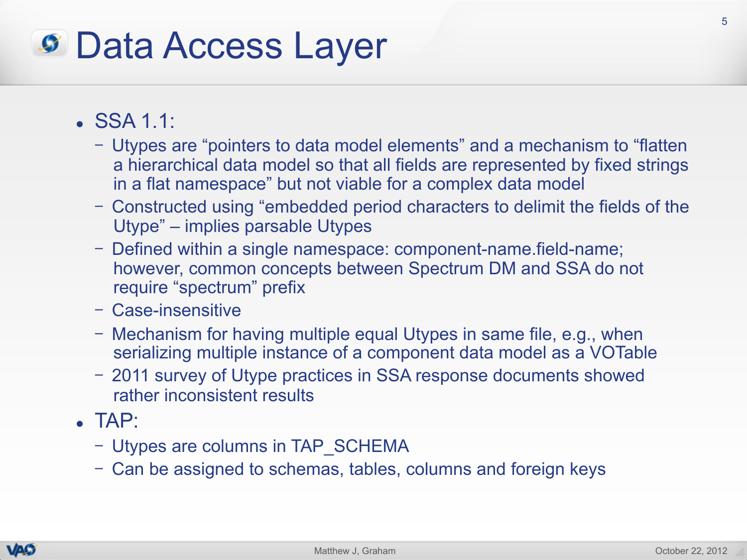# Data Access Layer

- SSA 1.1:
  - Utypes are “pointers to data model elements” and a mechanism to “flatten a hierarchical data model so that all fields are represented by fixed strings in a flat namespace” but not viable for a complex data model
  - Constructed using “embedded period characters to delimit the fields of the Utype” – implies parsable Utypes
  - Defined within a single namespace: component-name.field-name; however, common concepts between Spectrum DM and SSA do not require “spectrum” prefix
  - Case-insensitive
  - Mechanism for having multiple equal Utypes in same file, e.g., when serializing multiple instance of a component data model as a VOTable
  - 2011 survey of Utype practices in SSA response documents showed rather inconsistent results
- TAP:
  - Utypes are columns in TAP_SCHEMA
  - Can be assigned to schemas, tables, columns and foreign keys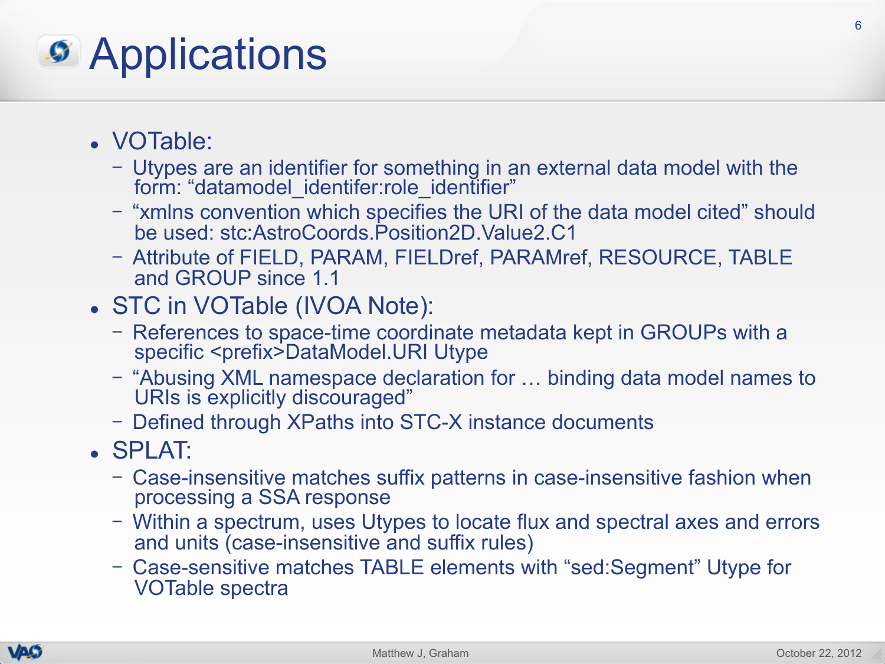# Applications

- VOTable:
  - Utypes are an identifier for something in an external data model with the form: “datamodel_identifer:role_identifier”
  - “xmlns convention which specifies the URI of the data model cited” should be used: stc:AstroCoords.Position2D.Value2.C1
  - Attribute of FIELD, PARAM, FIELDref, PARAMref, RESOURCE, TABLE and GROUP since 1.1
- STC in VOTable (IVOA Note):
  - References to space-time coordinate metadata kept in GROUPs with a specific <prefix>DataModel.URI Utype
  - “Abusing XML namespace declaration for … binding data model names to URIs is explicitly discouraged”
  - Defined through XPaths into STC-X instance documents
- SPLAT:
  - Case-insensitive matches suffix patterns in case-insensitive fashion when processing a SSA response
  - Within a spectrum, uses Utypes to locate flux and spectral axes and errors and units (case-insensitive and suffix rules)
  - Case-sensitive matches TABLE elements with “sed:Segment” Utype for VOTable spectra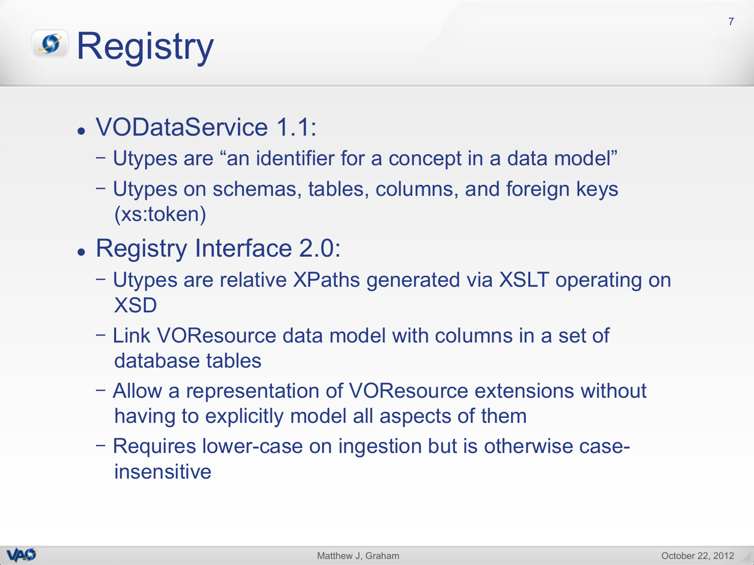# Registry

- VODataService 1.1:
  - Utypes are "an identifier for a concept in a data model"
  - Utypes on schemas, tables, columns, and foreign keys (xs:token)
- Registry Interface 2.0:
  - Utypes are relative XPaths generated via XSLT operating on XSD
  - Link VOResource data model with columns in a set of database tables
  - Allow a representation of VOResource extensions without having to explicitly model all aspects of them
  - Requires lower-case on ingestion but is otherwise case-insensitive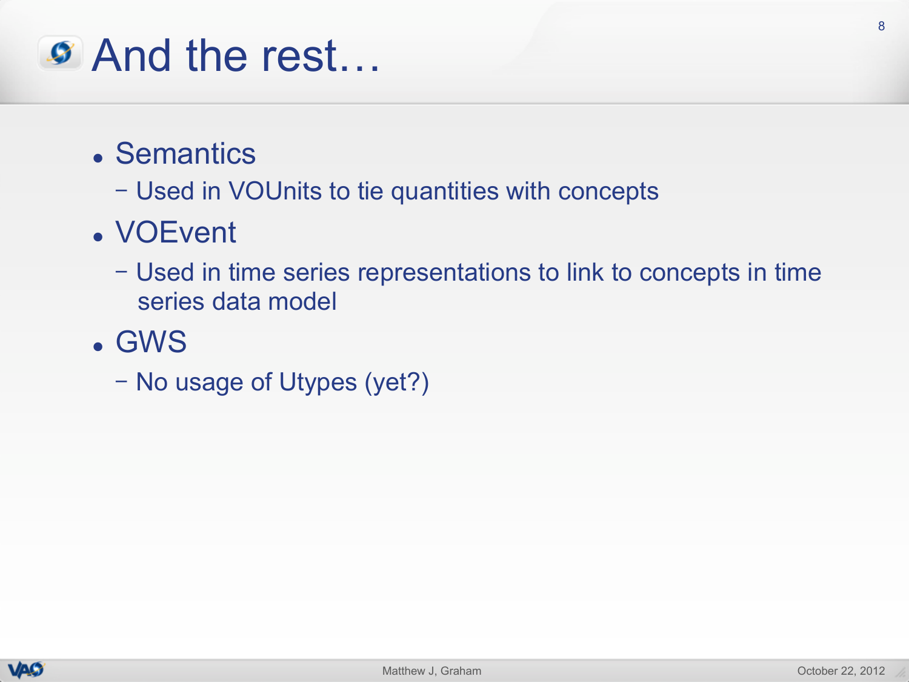# And the rest…

- Semantics
  - Used in VOUnits to tie quantities with concepts
- VOEvent
  - Used in time series representations to link to concepts in time series data model
- GWS
  - No usage of Utypes (yet?)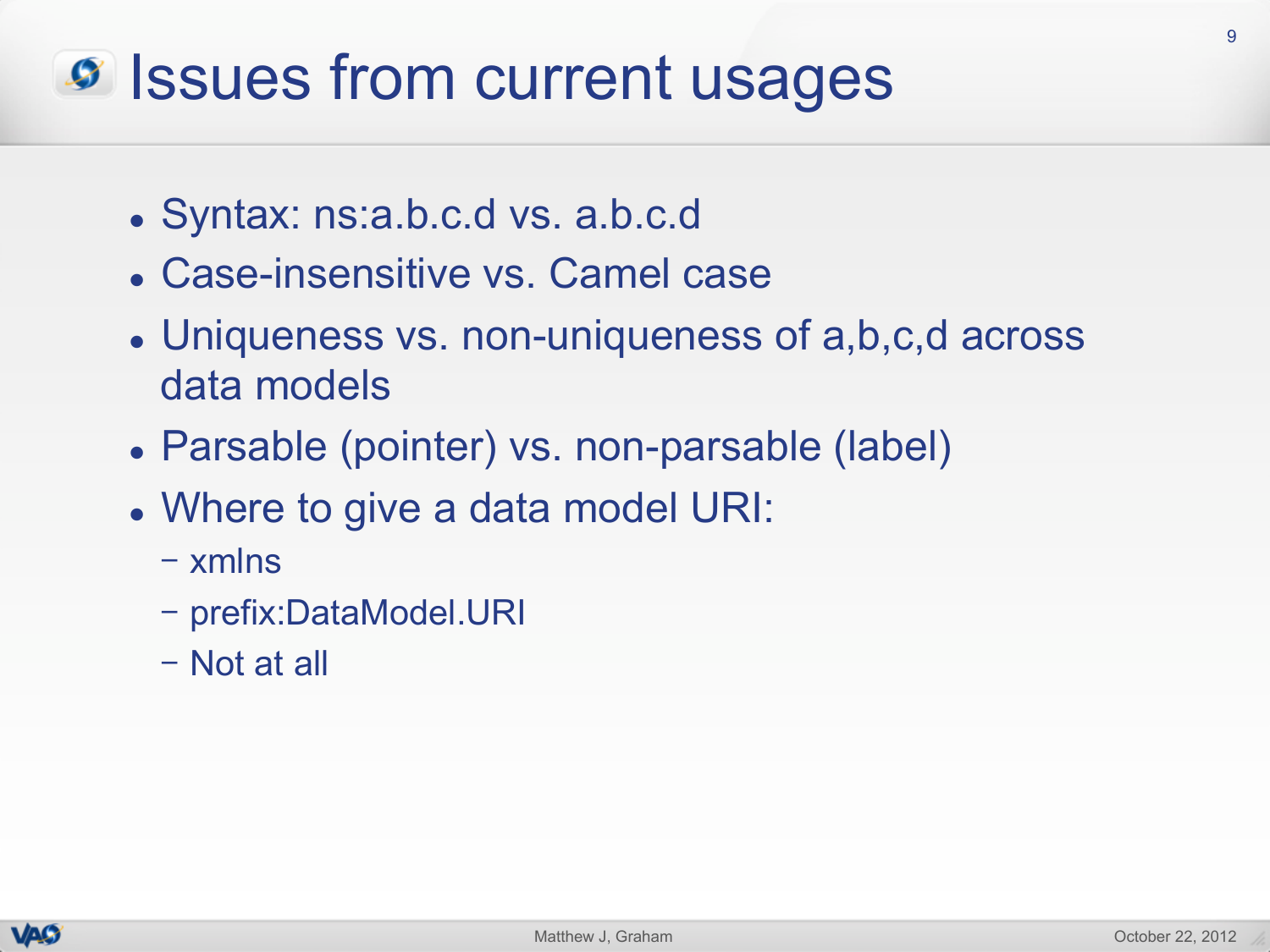# Issues from current usages

- Syntax: ns:a.b.c.d vs. a.b.c.d
- Case-insensitive vs. Camel case
- Uniqueness vs. non-uniqueness of a,b,c,d across data models
- Parsable (pointer) vs. non-parsable (label)
- Where to give a data model URI:
  - xmlns
  - prefix:DataModel.URI
  - Not at all